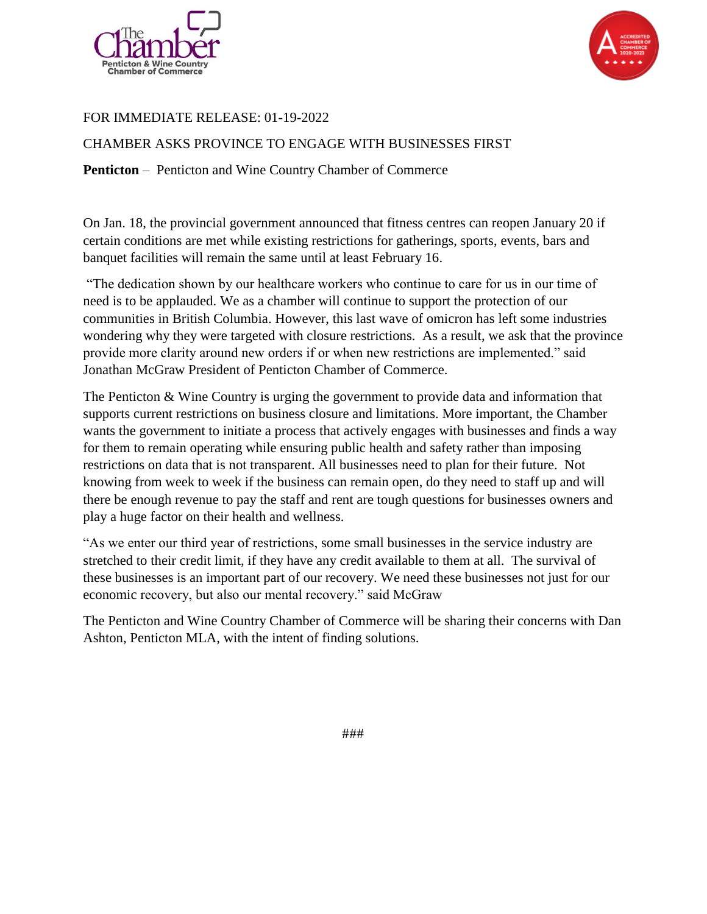FOR IMMEDIATE RELEASE: 01-19-2022

CHAMBER ASKS PROVINCE TO ENGAGE WITH BUSINESSES FIRST

**Penticton** – Penticton and Wine Country Chamber of Commerce

On Jan. 18, the provincial government announced that fitness centres can reopen January 20 if certain conditions are met while existing restrictions for gatherings, sports, events, bars and banquet facilities will remain the same until at least February 16.

"The dedication shown by our healthcare workers who continue to care for us in our time of need is to be applauded. We as a chamber will continue to support the protection of our communities in British Columbia. However, this last wave of omicron has left some industries wondering why they were targeted with closure restrictions. As a result, we ask that the province provide more clarity around new orders if or when new restrictions are implemented." said Jonathan McGraw President of Penticton Chamber of Commerce.

The Penticton & Wine Country is urging the government to provide data and information that supports current restrictions on business closure and limitations. More important, the Chamber wants the government to initiate a process that actively engages with businesses and finds a way for them to remain operating while ensuring public health and safety rather than imposing restrictions on data that is not transparent. All businesses need to plan for their future. Not knowing from week to week if the business can remain open, do they need to staff up and will there be enough revenue to pay the staff and rent are tough questions for businesses owners and play a huge factor on their health and wellness.

"As we enter our third year of restrictions, some small businesses in the service industry are stretched to their credit limit, if they have any credit available to them at all. The survival of these businesses is an important part of our recovery. We need these businesses not just for our economic recovery, but also our mental recovery." said McGraw

The Penticton and Wine Country Chamber of Commerce will be sharing their concerns with Dan Ashton, Penticton MLA, with the intent of finding solutions.

###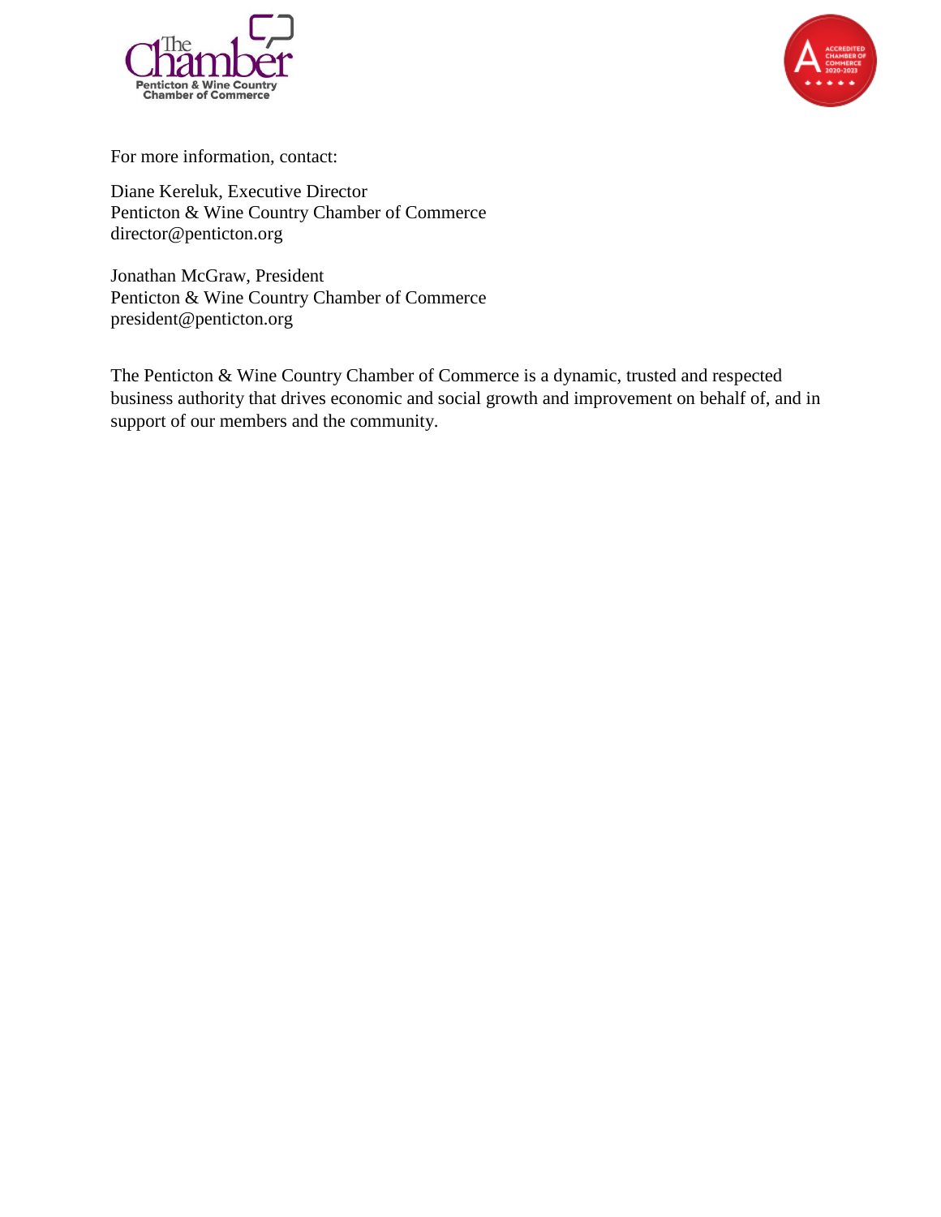For more information, contact:

Diane Kereluk, Executive Director
Penticton & Wine Country Chamber of Commerce
director@penticton.org

Jonathan McGraw, President
Penticton & Wine Country Chamber of Commerce
president@penticton.org

The Penticton & Wine Country Chamber of Commerce is a dynamic, trusted and respected business authority that drives economic and social growth and improvement on behalf of, and in support of our members and the community.